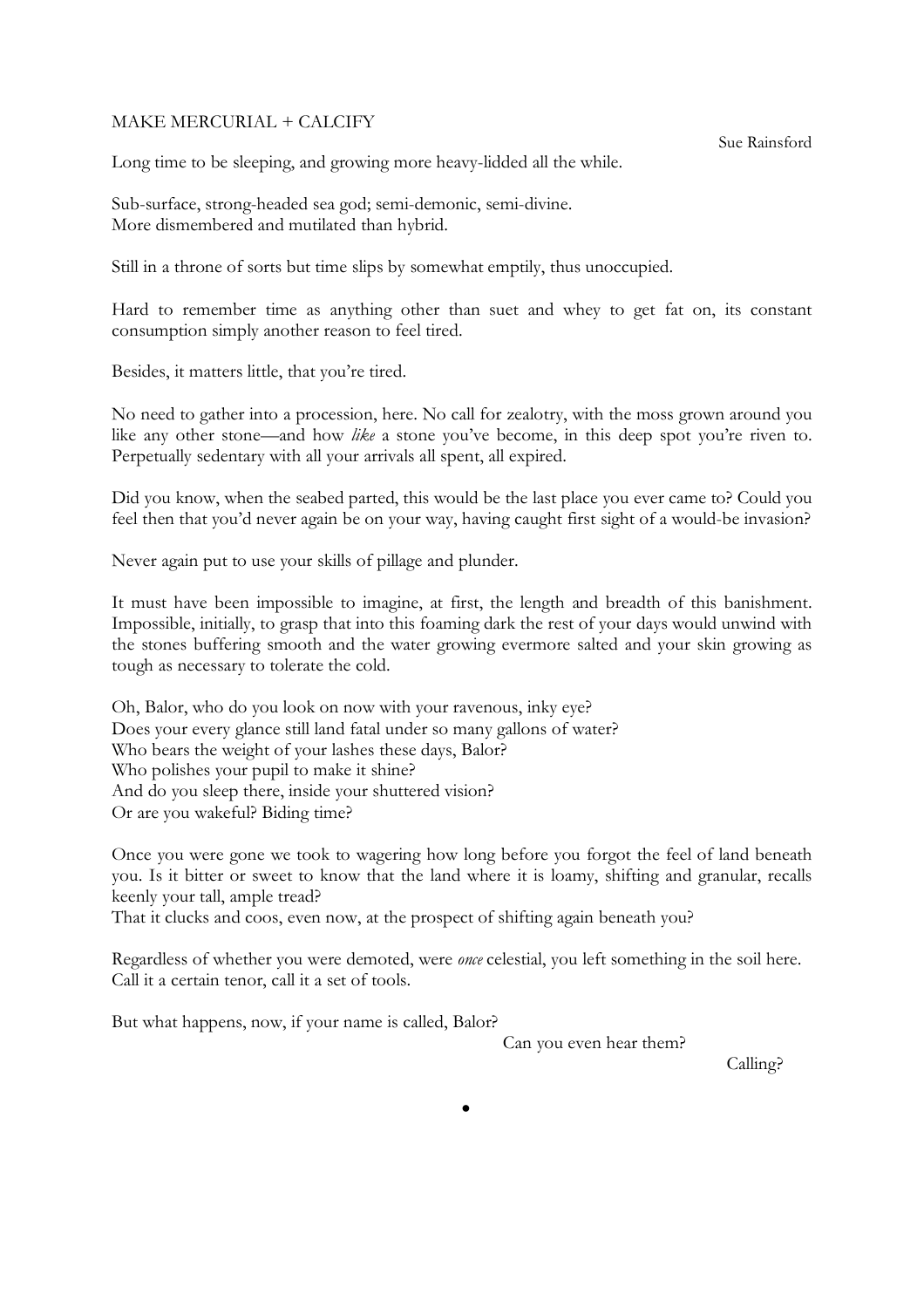# MAKE MERCURIAL + CALCIFY

Sue Rainsford

Long time to be sleeping, and growing more heavy-lidded all the while.

Sub-surface, strong-headed sea god; semi-demonic, semi-divine.
More dismembered and mutilated than hybrid.

Still in a throne of sorts but time slips by somewhat emptily, thus unoccupied.

Hard to remember time as anything other than suet and whey to get fat on, its constant consumption simply another reason to feel tired.

Besides, it matters little, that you're tired.

No need to gather into a procession, here. No call for zealotry, with the moss grown around you like any other stone—and how *like* a stone you've become, in this deep spot you're riven to. Perpetually sedentary with all your arrivals all spent, all expired.

Did you know, when the seabed parted, this would be the last place you ever came to? Could you feel then that you'd never again be on your way, having caught first sight of a would-be invasion?

Never again put to use your skills of pillage and plunder.

It must have been impossible to imagine, at first, the length and breadth of this banishment. Impossible, initially, to grasp that into this foaming dark the rest of your days would unwind with the stones buffering smooth and the water growing evermore salted and your skin growing as tough as necessary to tolerate the cold.

Oh, Balor, who do you look on now with your ravenous, inky eye?
Does your every glance still land fatal under so many gallons of water?
Who bears the weight of your lashes these days, Balor?
Who polishes your pupil to make it shine?
And do you sleep there, inside your shuttered vision?
Or are you wakeful? Biding time?

Once you were gone we took to wagering how long before you forgot the feel of land beneath you. Is it bitter or sweet to know that the land where it is loamy, shifting and granular, recalls keenly your tall, ample tread?
That it clucks and coos, even now, at the prospect of shifting again beneath you?

Regardless of whether you were demoted, were *once* celestial, you left something in the soil here.
Call it a certain tenor, call it a set of tools.

But what happens, now, if your name is called, Balor?

Can you even hear them?

Calling?

•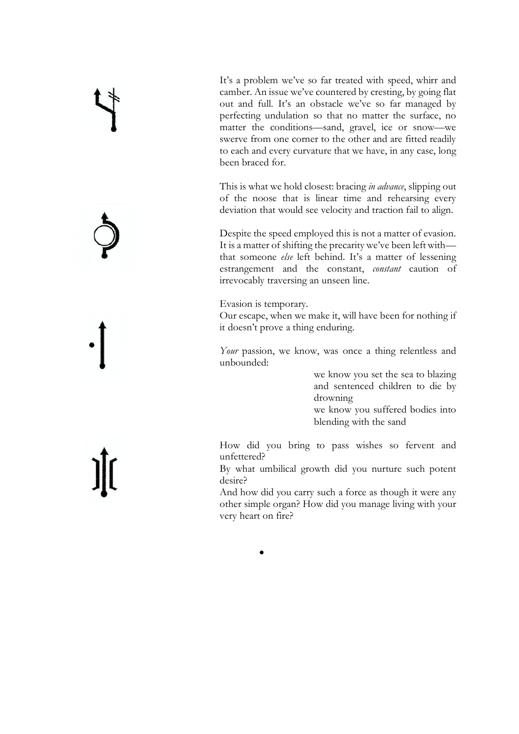It's a problem we've so far treated with speed, whirr and camber. An issue we've countered by cresting, by going flat out and full. It's an obstacle we've so far managed by perfecting undulation so that no matter the surface, no matter the conditions—sand, gravel, ice or snow—we swerve from one corner to the other and are fitted readily to each and every curvature that we have, in any case, long been braced for.

This is what we hold closest: bracing *in advance*, slipping out of the noose that is linear time and rehearsing every deviation that would see velocity and traction fail to align.

Despite the speed employed this is not a matter of evasion. It is a matter of shifting the precarity we've been left with—that someone *else* left behind. It's a matter of lessening estrangement and the constant, *constant* caution of irrevocably traversing an unseen line.

Evasion is temporary.
Our escape, when we make it, will have been for nothing if it doesn't prove a thing enduring.

*Your* passion, we know, was once a thing relentless and unbounded:

> we know you set the sea to blazing and sentenced children to die by drowning
> we know you suffered bodies into blending with the sand

How did you bring to pass wishes so fervent and unfettered?
By what umbilical growth did you nurture such potent desire?
And how did you carry such a force as though it were any other simple organ? How did you manage living with your very heart on fire?

•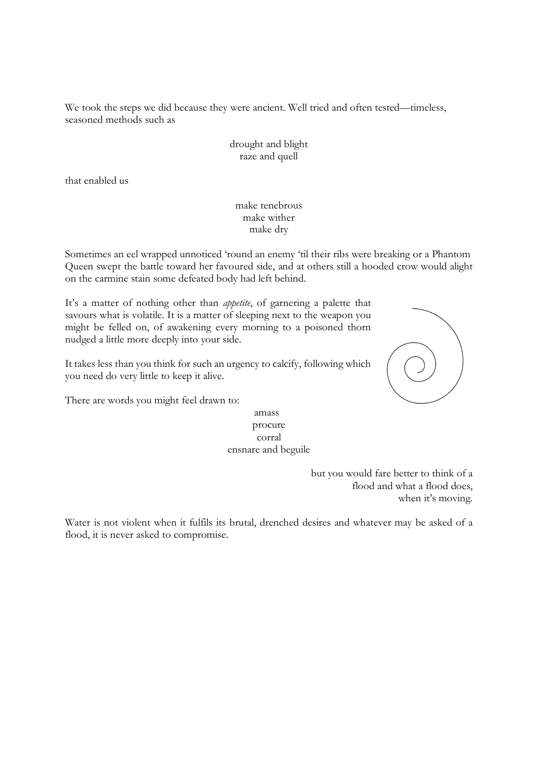We took the steps we did because they were ancient. Well tried and often tested—timeless, seasoned methods such as

drought and blight  
raze and quell

that enabled us

make tenebrous  
make wither  
make dry

Sometimes an eel wrapped unnoticed 'round an enemy 'til their ribs were breaking or a Phantom Queen swept the battle toward her favoured side, and at others still a hooded crow would alight on the carmine stain some defeated body had left behind.

It's a matter of nothing other than *appetite*, of garnering a palette that savours what is volatile. It is a matter of sleeping next to the weapon you might be felled on, of awakening every morning to a poisoned thorn nudged a little more deeply into your side.

It takes less than you think for such an urgency to calcify, following which you need do very little to keep it alive.

There are words you might feel drawn to:

amass  
procure  
corral  
ensnare and beguile

but you would fare better to think of a  
flood and what a flood does,  
when it's moving.

Water is not violent when it fulfils its brutal, drenched desires and whatever may be asked of a flood, it is never asked to compromise.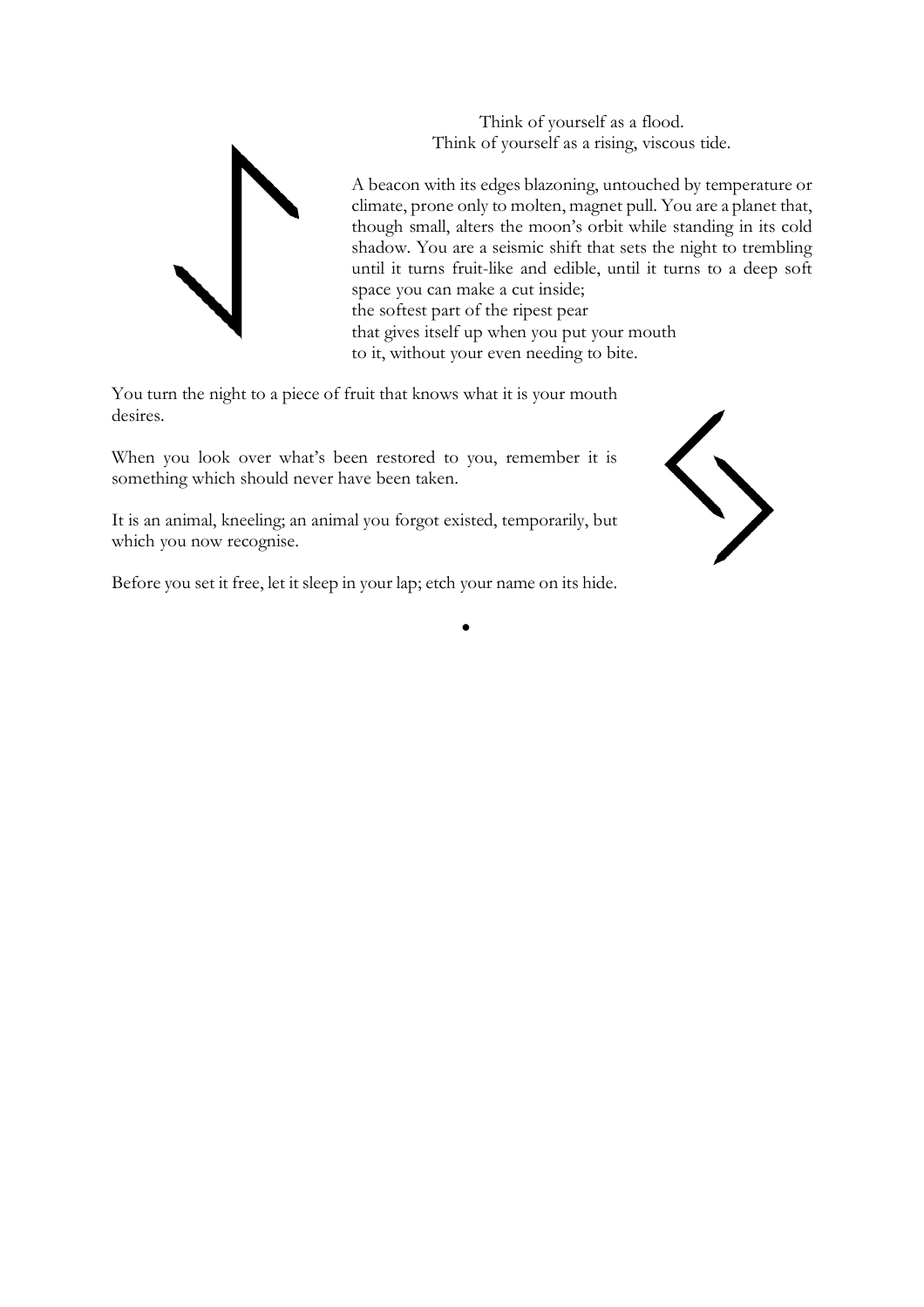Think of yourself as a flood.
Think of yourself as a rising, viscous tide.

A beacon with its edges blazoning, untouched by temperature or climate, prone only to molten, magnet pull. You are a planet that, though small, alters the moon's orbit while standing in its cold shadow. You are a seismic shift that sets the night to trembling until it turns fruit-like and edible, until it turns to a deep soft space you can make a cut inside;
the softest part of the ripest pear
that gives itself up when you put your mouth
to it, without your even needing to bite.

You turn the night to a piece of fruit that knows what it is your mouth desires.

When you look over what's been restored to you, remember it is something which should never have been taken.

It is an animal, kneeling; an animal you forgot existed, temporarily, but which you now recognise.

Before you set it free, let it sleep in your lap; etch your name on its hide.

•